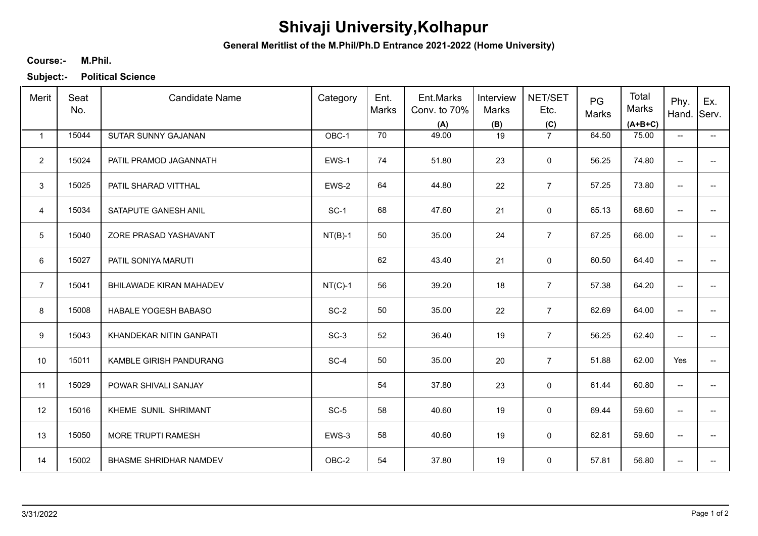# Shivaji University,Kolhapur

**General Meritlist of the M.Phil/Ph.D Entrance 2021-2022 (Home University)**

**Course:-** **M.Phil.**

**Subject:-** **Political Science**

| Merit | Seat No. | Candidate Name | Category | Ent. Marks | Ent.Marks Conv. to 70% (A) | Interview Marks (B) | NET/SET Etc. (C) | PG Marks | Total Marks (A+B+C) | Phy. Hand. | Ex. Serv. |
|---|---|---|---|---|---|---|---|---|---|---|---|
| 1 | 15044 | SUTAR SUNNY GAJANAN | OBC-1 | 70 | 49.00 | 19 | 7 | 64.50 | 75.00 | -- | -- |
| 2 | 15024 | PATIL PRAMOD JAGANNATH | EWS-1 | 74 | 51.80 | 23 | 0 | 56.25 | 74.80 | -- | -- |
| 3 | 15025 | PATIL SHARAD VITTHAL | EWS-2 | 64 | 44.80 | 22 | 7 | 57.25 | 73.80 | -- | -- |
| 4 | 15034 | SATAPUTE GANESH ANIL | SC-1 | 68 | 47.60 | 21 | 0 | 65.13 | 68.60 | -- | -- |
| 5 | 15040 | ZORE PRASAD YASHAVANT | NT(B)-1 | 50 | 35.00 | 24 | 7 | 67.25 | 66.00 | -- | -- |
| 6 | 15027 | PATIL SONIYA MARUTI | | 62 | 43.40 | 21 | 0 | 60.50 | 64.40 | -- | -- |
| 7 | 15041 | BHILAWADE KIRAN MAHADEV | NT(C)-1 | 56 | 39.20 | 18 | 7 | 57.38 | 64.20 | -- | -- |
| 8 | 15008 | HABALE YOGESH BABASO | SC-2 | 50 | 35.00 | 22 | 7 | 62.69 | 64.00 | -- | -- |
| 9 | 15043 | KHANDEKAR NITIN GANPATI | SC-3 | 52 | 36.40 | 19 | 7 | 56.25 | 62.40 | -- | -- |
| 10 | 15011 | KAMBLE GIRISH PANDURANG | SC-4 | 50 | 35.00 | 20 | 7 | 51.88 | 62.00 | Yes | -- |
| 11 | 15029 | POWAR SHIVALI SANJAY | | 54 | 37.80 | 23 | 0 | 61.44 | 60.80 | -- | -- |
| 12 | 15016 | KHEME SUNIL SHRIMANT | SC-5 | 58 | 40.60 | 19 | 0 | 69.44 | 59.60 | -- | -- |
| 13 | 15050 | MORE TRUPTI RAMESH | EWS-3 | 58 | 40.60 | 19 | 0 | 62.81 | 59.60 | -- | -- |
| 14 | 15002 | BHASME SHRIDHAR NAMDEV | OBC-2 | 54 | 37.80 | 19 | 0 | 57.81 | 56.80 | -- | -- |

3/31/2022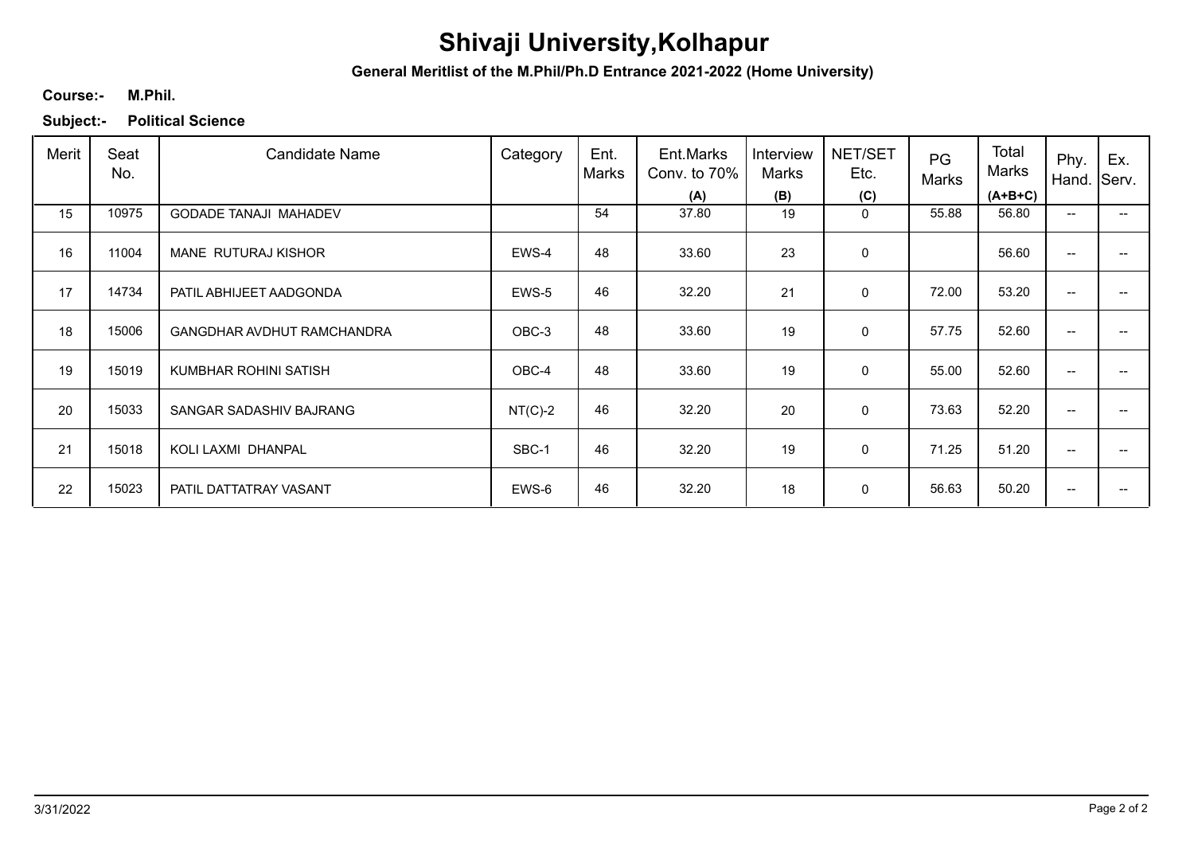# Shivaji University,Kolhapur

**General Meritlist of the M.Phil/Ph.D Entrance 2021-2022 (Home University)**

**Course:-** **M.Phil.**

**Subject:-** **Political Science**

| Merit | Seat No. | Candidate Name | Category | Ent. Marks | Ent.Marks Conv. to 70% (A) | Interview Marks (B) | NET/SET Etc. (C) | PG Marks | Total Marks (A+B+C) | Phy. Hand. | Ex. Serv. |
|---|---|---|---|---|---|---|---|---|---|---|---|
| 15 | 10975 | GODADE TANAJI MAHADEV | | 54 | 37.80 | 19 | 0 | 55.88 | 56.80 | -- | -- |
| 16 | 11004 | MANE RUTURAJ KISHOR | EWS-4 | 48 | 33.60 | 23 | 0 | | 56.60 | -- | -- |
| 17 | 14734 | PATIL ABHIJEET AADGONDA | EWS-5 | 46 | 32.20 | 21 | 0 | 72.00 | 53.20 | -- | -- |
| 18 | 15006 | GANGDHAR AVDHUT RAMCHANDRA | OBC-3 | 48 | 33.60 | 19 | 0 | 57.75 | 52.60 | -- | -- |
| 19 | 15019 | KUMBHAR ROHINI SATISH | OBC-4 | 48 | 33.60 | 19 | 0 | 55.00 | 52.60 | -- | -- |
| 20 | 15033 | SANGAR SADASHIV BAJRANG | NT(C)-2 | 46 | 32.20 | 20 | 0 | 73.63 | 52.20 | -- | -- |
| 21 | 15018 | KOLI LAXMI DHANPAL | SBC-1 | 46 | 32.20 | 19 | 0 | 71.25 | 51.20 | -- | -- |
| 22 | 15023 | PATIL DATTATRAY VASANT | EWS-6 | 46 | 32.20 | 18 | 0 | 56.63 | 50.20 | -- | -- |

3/31/2022